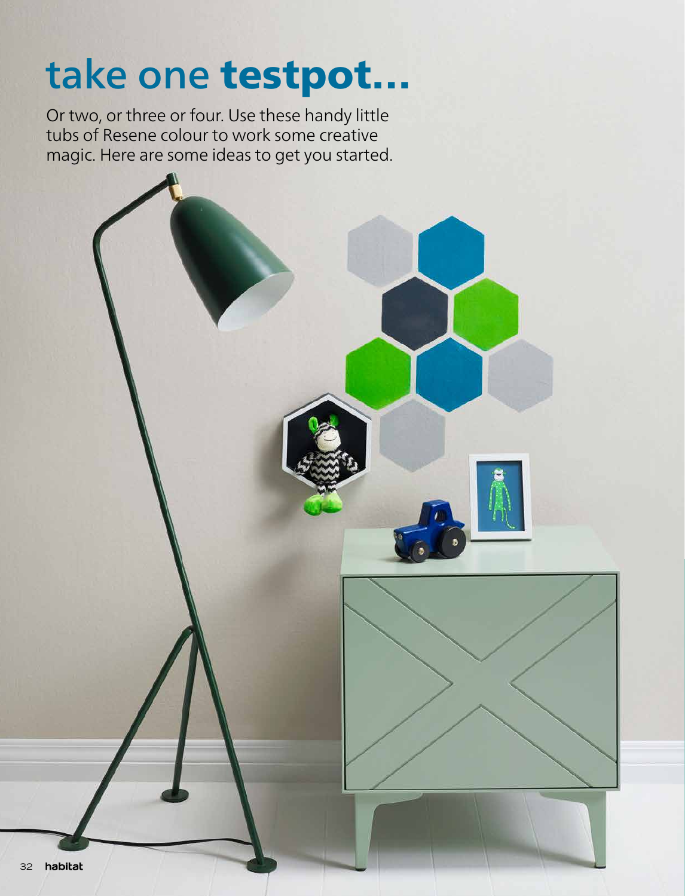# take one **testpot...**

Or two, or three or four. Use these handy little tubs of Resene colour to work some creative magic. Here are some ideas to get you started.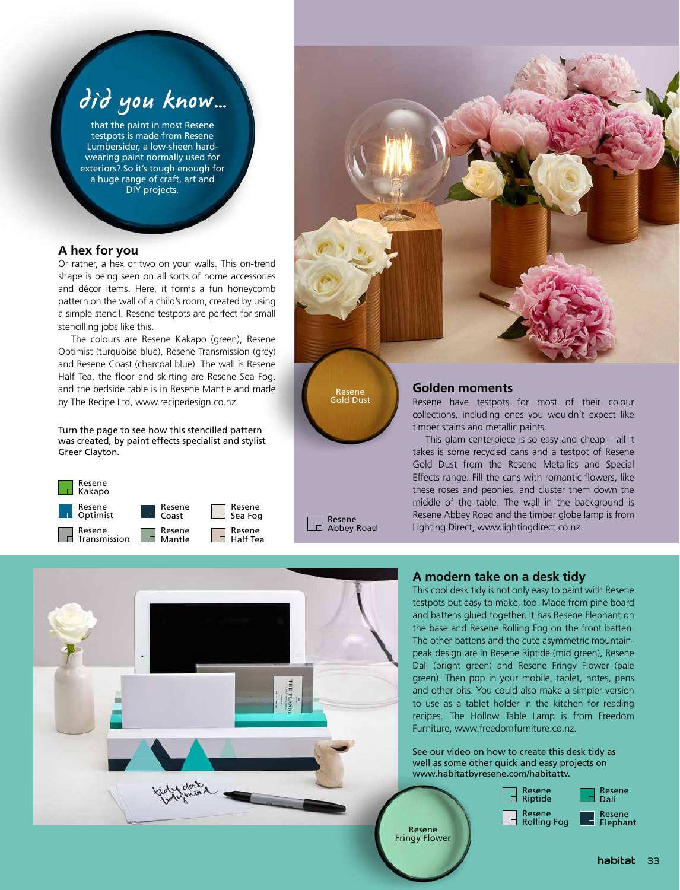## did you know...

that the paint in most Resene testpots is made from Resene Lumbersider, a low-sheen hard-wearing paint normally used for exteriors? So it's tough enough for a huge range of craft, art and DIY projects.

### A hex for you

Or rather, a hex or two on your walls. This on-trend shape is being seen on all sorts of home accessories and décor items. Here, it forms a fun honeycomb pattern on the wall of a child's room, created by using a simple stencil. Resene testpots are perfect for small stencilling jobs like this.

The colours are Resene Kakapo (green), Resene Optimist (turquoise blue), Resene Transmission (grey) and Resene Coast (charcoal blue). The wall is Resene Half Tea, the floor and skirting are Resene Sea Fog, and the bedside table is in Resene Mantle and made by The Recipe Ltd, www.recipedesign.co.nz.

Turn the page to see how this stencilled pattern was created, by paint effects specialist and stylist Greer Clayton.

Resene Kakapo
Resene Optimist
Resene Coast
Resene Sea Fog
Resene Transmission
Resene Mantle
Resene Half Tea

### Golden moments

Resene have testpots for most of their colour collections, including ones you wouldn't expect like timber stains and metallic paints.

This glam centerpiece is so easy and cheap – all it takes is some recycled cans and a testpot of Resene Gold Dust from the Resene Metallics and Special Effects range. Fill the cans with romantic flowers, like these roses and peonies, and cluster them down the middle of the table. The wall in the background is Resene Abbey Road and the timber globe lamp is from Lighting Direct, www.lightingdirect.co.nz.

Resene Gold Dust
Resene Abbey Road

### A modern take on a desk tidy

This cool desk tidy is not only easy to paint with Resene testpots but easy to make, too. Made from pine board and battens glued together, it has Resene Elephant on the base and Resene Rolling Fog on the front batten. The other battens and the cute asymmetric mountain-peak design are in Resene Riptide (mid green), Resene Dali (bright green) and Resene Fringy Flower (pale green). Then pop in your mobile, tablet, notes, pens and other bits. You could also make a simpler version to use as a tablet holder in the kitchen for reading recipes. The Hollow Table Lamp is from Freedom Furniture, www.freedomfurniture.co.nz.

See our video on how to create this desk tidy as well as some other quick and easy projects on www.habitatbyresene.com/habitattv.

Resene Riptide
Resene Dali
Resene Rolling Fog
Resene Elephant
Resene Fringy Flower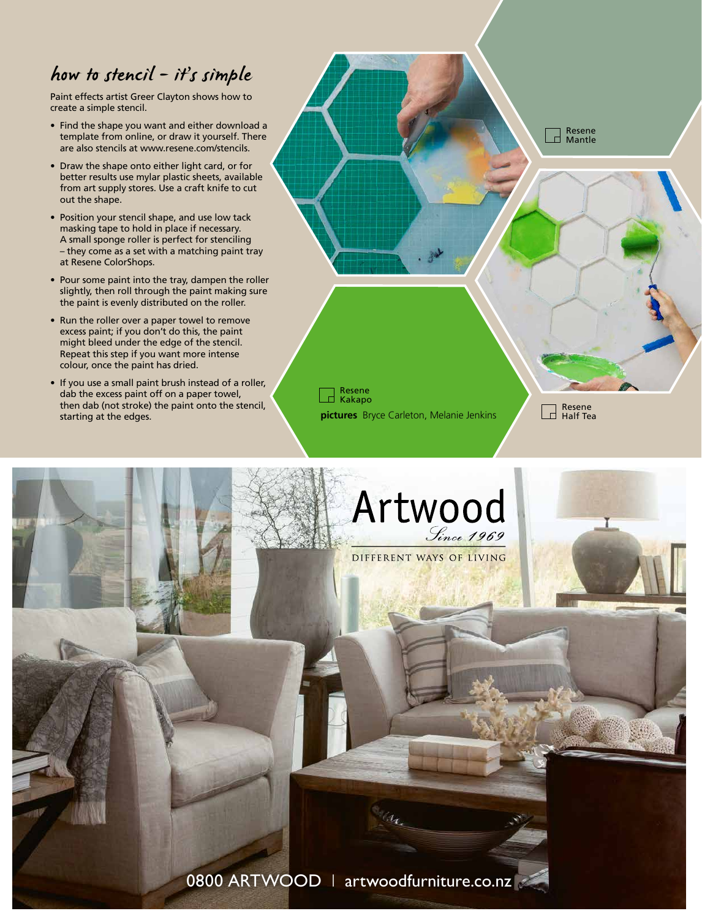## how to stencil – it's simple

Paint effects artist Greer Clayton shows how to create a simple stencil.

- Find the shape you want and either download a template from online, or draw it yourself. There are also stencils at www.resene.com/stencils.
- Draw the shape onto either light card, or for better results use mylar plastic sheets, available from art supply stores. Use a craft knife to cut out the shape.
- Position your stencil shape, and use low tack masking tape to hold in place if necessary. A small sponge roller is perfect for stenciling – they come as a set with a matching paint tray at Resene ColorShops.
- Pour some paint into the tray, dampen the roller slightly, then roll through the paint making sure the paint is evenly distributed on the roller.
- Run the roller over a paper towel to remove excess paint; if you don't do this, the paint might bleed under the edge of the stencil. Repeat this step if you want more intense colour, once the paint has dried.
- If you use a small paint brush instead of a roller, dab the excess paint off on a paper towel, then dab (not stroke) the paint onto the stencil, starting at the edges.

Resene Mantle

Resene Kakapo

Resene Half Tea

**pictures** Bryce Carleton, Melanie Jenkins

Artwood
*Since 1969*
DIFFERENT WAYS OF LIVING

0800 ARTWOOD | artwoodfurniture.co.nz